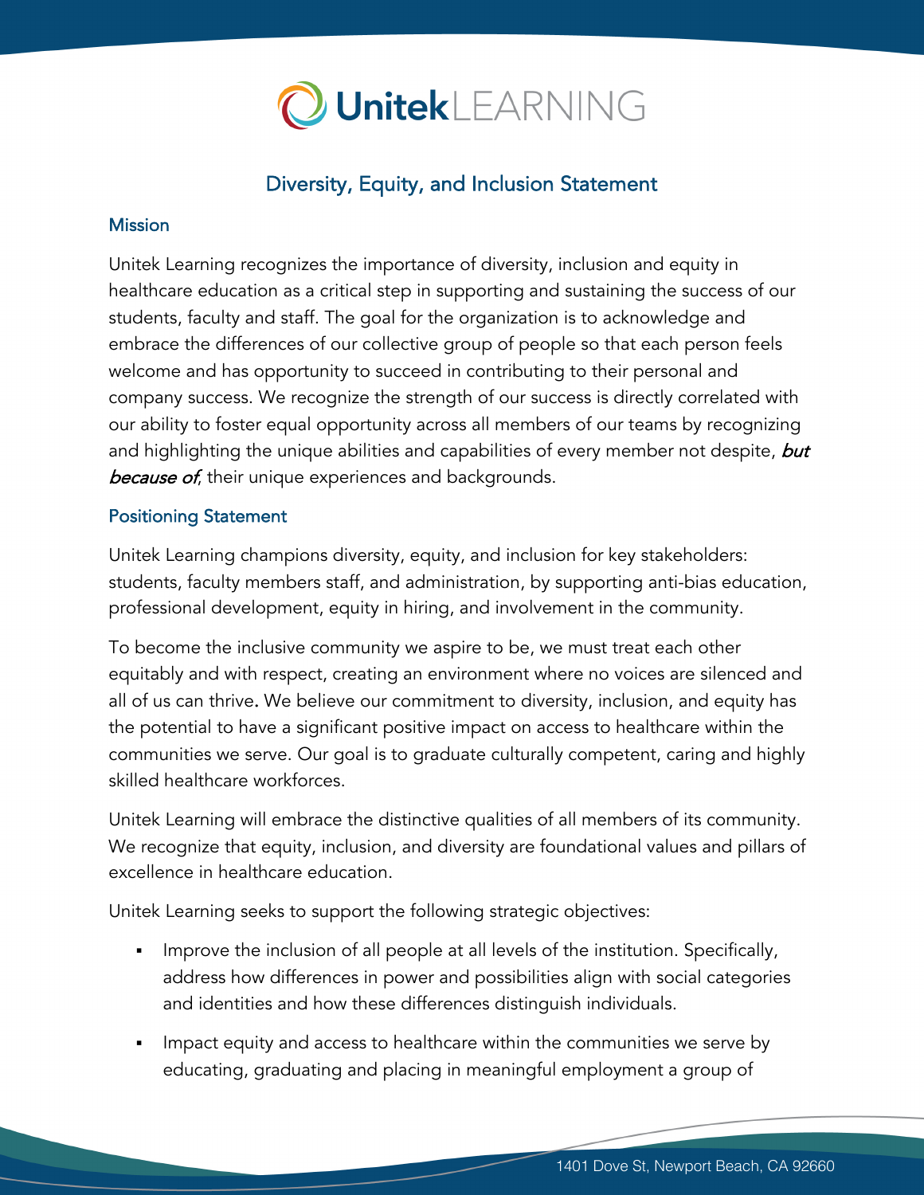# Unitek LEARNING

## Diversity, Equity, and Inclusion Statement

### Mission

Unitek Learning recognizes the importance of diversity, inclusion and equity in healthcare education as a critical step in supporting and sustaining the success of our students, faculty and staff. The goal for the organization is to acknowledge and embrace the differences of our collective group of people so that each person feels welcome and has opportunity to succeed in contributing to their personal and company success. We recognize the strength of our success is directly correlated with our ability to foster equal opportunity across all members of our teams by recognizing and highlighting the unique abilities and capabilities of every member not despite, ***but because of***, their unique experiences and backgrounds.

### Positioning Statement

Unitek Learning champions diversity, equity, and inclusion for key stakeholders: students, faculty members staff, and administration, by supporting anti-bias education, professional development, equity in hiring, and involvement in the community.

To become the inclusive community we aspire to be, we must treat each other equitably and with respect, creating an environment where no voices are silenced and all of us can thrive. We believe our commitment to diversity, inclusion, and equity has the potential to have a significant positive impact on access to healthcare within the communities we serve. Our goal is to graduate culturally competent, caring and highly skilled healthcare workforces.

Unitek Learning will embrace the distinctive qualities of all members of its community. We recognize that equity, inclusion, and diversity are foundational values and pillars of excellence in healthcare education.

Unitek Learning seeks to support the following strategic objectives:

- Improve the inclusion of all people at all levels of the institution. Specifically, address how differences in power and possibilities align with social categories and identities and how these differences distinguish individuals.
- Impact equity and access to healthcare within the communities we serve by educating, graduating and placing in meaningful employment a group of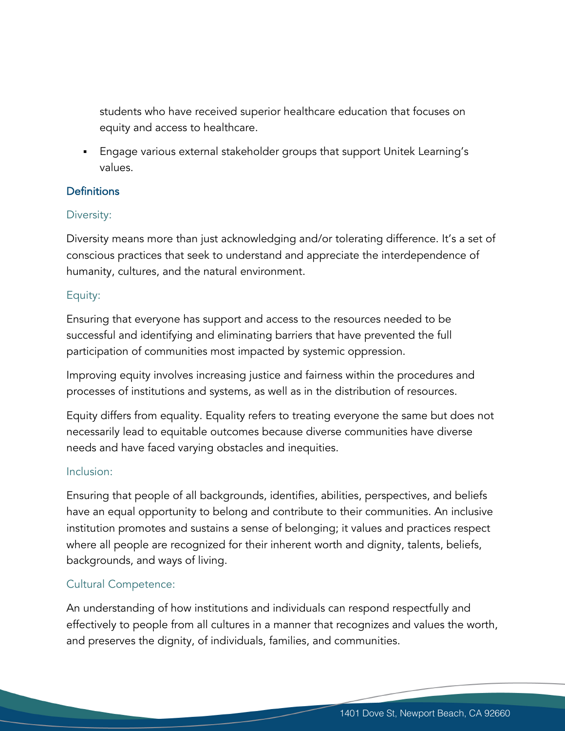students who have received superior healthcare education that focuses on equity and access to healthcare.

- Engage various external stakeholder groups that support Unitek Learning's values.

## Definitions

### Diversity:

Diversity means more than just acknowledging and/or tolerating difference. It's a set of conscious practices that seek to understand and appreciate the interdependence of humanity, cultures, and the natural environment.

### Equity:

Ensuring that everyone has support and access to the resources needed to be successful and identifying and eliminating barriers that have prevented the full participation of communities most impacted by systemic oppression.

Improving equity involves increasing justice and fairness within the procedures and processes of institutions and systems, as well as in the distribution of resources.

Equity differs from equality. Equality refers to treating everyone the same but does not necessarily lead to equitable outcomes because diverse communities have diverse needs and have faced varying obstacles and inequities.

### Inclusion:

Ensuring that people of all backgrounds, identifies, abilities, perspectives, and beliefs have an equal opportunity to belong and contribute to their communities. An inclusive institution promotes and sustains a sense of belonging; it values and practices respect where all people are recognized for their inherent worth and dignity, talents, beliefs, backgrounds, and ways of living.

### Cultural Competence:

An understanding of how institutions and individuals can respond respectfully and effectively to people from all cultures in a manner that recognizes and values the worth, and preserves the dignity, of individuals, families, and communities.